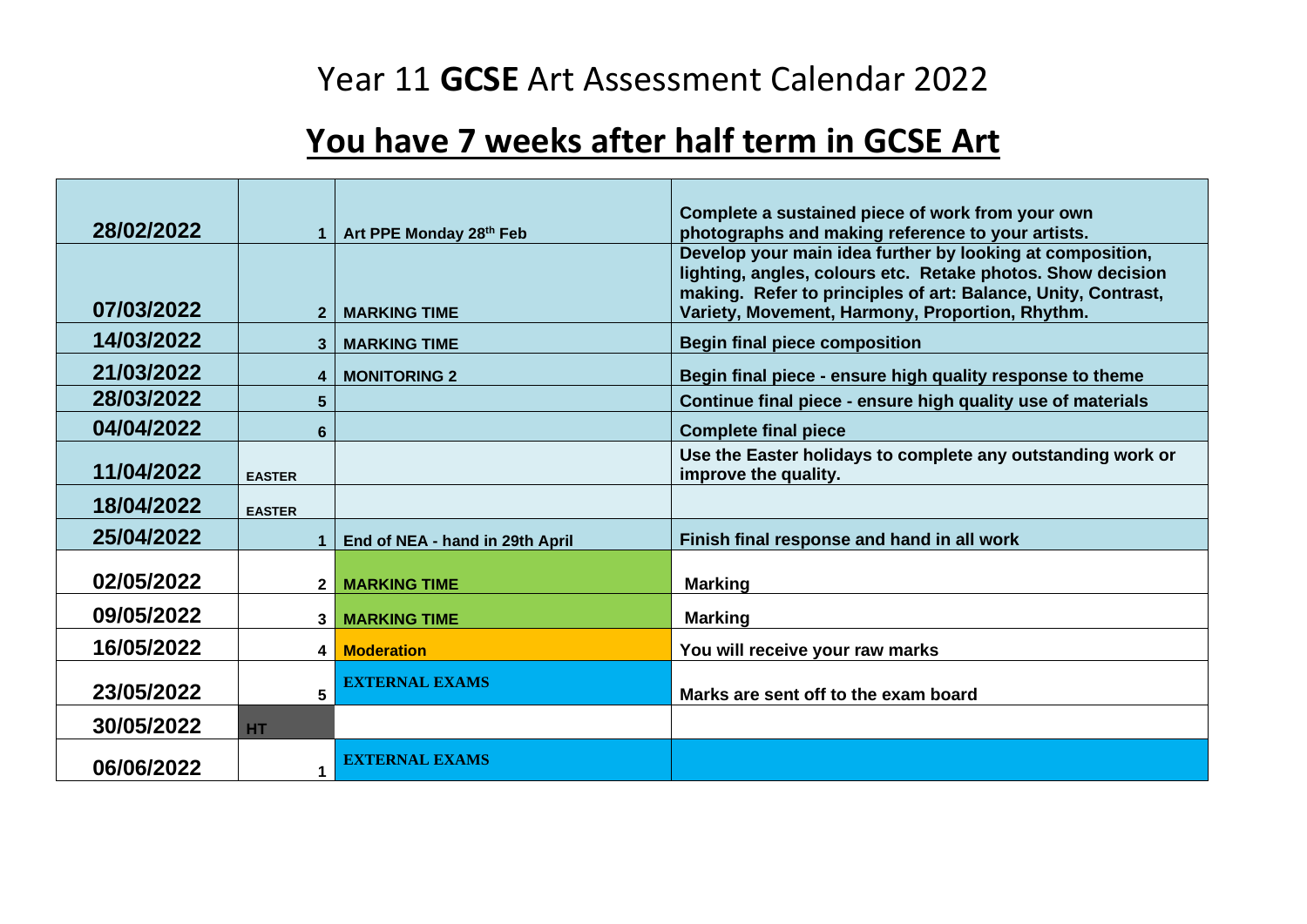# Year 11 **GCSE** Art Assessment Calendar 2022

## You have 7 weeks after half term in GCSE Art

| | | | |
|---|---|---|---|
| 28/02/2022 | 1 | Art PPE Monday 28th Feb | Complete a sustained piece of work from your own photographs and making reference to your artists. |
| 07/03/2022 | 2 | MARKING TIME | Develop your main idea further by looking at composition, lighting, angles, colours etc. Retake photos. Show decision making. Refer to principles of art: Balance, Unity, Contrast, Variety, Movement, Harmony, Proportion, Rhythm. |
| 14/03/2022 | 3 | MARKING TIME | Begin final piece composition |
| 21/03/2022 | 4 | MONITORING 2 | Begin final piece - ensure high quality response to theme |
| 28/03/2022 | 5 | | Continue final piece - ensure high quality use of materials |
| 04/04/2022 | 6 | | Complete final piece |
| 11/04/2022 | EASTER | | Use the Easter holidays to complete any outstanding work or improve the quality. |
| 18/04/2022 | EASTER | | |
| 25/04/2022 | 1 | End of NEA - hand in 29th April | Finish final response and hand in all work |
| 02/05/2022 | 2 | MARKING TIME | Marking |
| 09/05/2022 | 3 | MARKING TIME | Marking |
| 16/05/2022 | 4 | Moderation | You will receive your raw marks |
| 23/05/2022 | 5 | EXTERNAL EXAMS | Marks are sent off to the exam board |
| 30/05/2022 | HT | | |
| 06/06/2022 | 1 | EXTERNAL EXAMS | |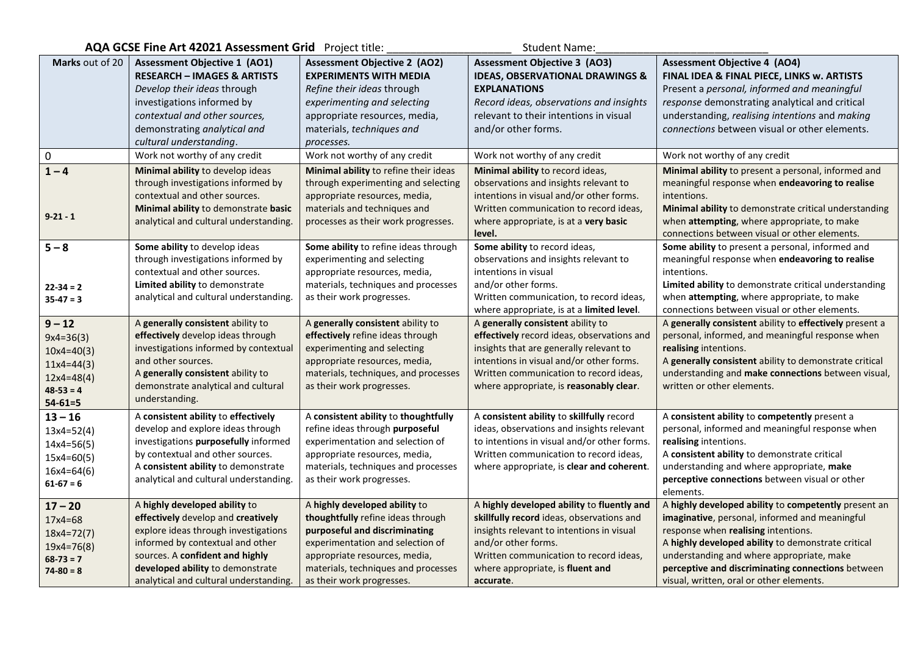**AQA GCSE Fine Art 42021 Assessment Grid** Project title: ____________________ Student Name:____________________________

| Marks out of 20 | Assessment Objective 1 (AO1) RESEARCH – IMAGES & ARTISTS *Develop their ideas* through investigations informed by *contextual and other sources,* demonstrating *analytical and cultural understanding*. | Assessment Objective 2 (AO2) EXPERIMENTS WITH MEDIA *Refine their ideas* through *experimenting and selecting* appropriate resources, media, materials, *techniques and processes.* | Assessment Objective 3 (AO3) IDEAS, OBSERVATIONAL DRAWINGS & EXPLANATIONS *Record ideas, observations and insights* relevant to their intentions in visual and/or other forms. | Assessment Objective 4 (AO4) FINAL IDEA & FINAL PIECE, LINKS w. ARTISTS Present a *personal, informed and meaningful response* demonstrating analytical and critical understanding, *realising intentions* and *making connections* between visual or other elements. |
|---|---|---|---|---|
| 0 | Work not worthy of any credit | Work not worthy of any credit | Work not worthy of any credit | Work not worthy of any credit |
| **1 – 4** **9-21 - 1** | **Minimal ability** to develop ideas through investigations informed by contextual and other sources. **Minimal ability** to demonstrate **basic** analytical and cultural understanding. | **Minimal ability** to refine their ideas through experimenting and selecting appropriate resources, media, materials and techniques and processes as their work progresses. | **Minimal ability** to record ideas, observations and insights relevant to intentions in visual and/or other forms. Written communication to record ideas, where appropriate, is at a **very basic level.** | **Minimal ability** to present a personal, informed and meaningful response when **endeavoring to realise** intentions. **Minimal ability** to demonstrate critical understanding when **attempting**, where appropriate, to make connections between visual or other elements. |
| **5 – 8** **22-34 = 2** **35-47 = 3** | **Some ability** to develop ideas through investigations informed by contextual and other sources. **Limited ability** to demonstrate analytical and cultural understanding. | **Some ability** to refine ideas through experimenting and selecting appropriate resources, media, materials, techniques and processes as their work progresses. | **Some ability** to record ideas, observations and insights relevant to intentions in visual and/or other forms. Written communication, to record ideas, where appropriate, is at a **limited level**. | **Some ability** to present a personal, informed and meaningful response when **endeavoring to realise** intentions. **Limited ability** to demonstrate critical understanding when **attempting**, where appropriate, to make connections between visual or other elements. |
| **9 – 12** 9x4=36(3) 10x4=40(3) 11x4=44(3) 12x4=48(4) **48-53 = 4** **54-61=5** | A **generally consistent** ability to **effectively** develop ideas through investigations informed by contextual and other sources. A **generally consistent** ability to demonstrate analytical and cultural understanding. | A **generally consistent** ability to **effectively** refine ideas through experimenting and selecting appropriate resources, media, materials, techniques, and processes as their work progresses. | A **generally consistent** ability to **effectively** record ideas, observations and insights that are generally relevant to intentions in visual and/or other forms. Written communication to record ideas, where appropriate, is **reasonably clear**. | A **generally consistent** ability to **effectively** present a personal, informed, and meaningful response when **realising** intentions. A **generally consistent** ability to demonstrate critical understanding and **make connections** between visual, written or other elements. |
| **13 – 16** 13x4=52(4) 14x4=56(5) 15x4=60(5) 16x4=64(6) **61-67 = 6** | A **consistent ability** to **effectively** develop and explore ideas through investigations **purposefully** informed by contextual and other sources. A **consistent ability** to demonstrate analytical and cultural understanding. | A **consistent ability** to **thoughtfully** refine ideas through **purposeful** experimentation and selection of appropriate resources, media, materials, techniques and processes as their work progresses. | A **consistent ability** to **skillfully** record ideas, observations and insights relevant to intentions in visual and/or other forms. Written communication to record ideas, where appropriate, is **clear and coherent**. | A **consistent ability** to **competently** present a personal, informed and meaningful response when **realising** intentions. A **consistent ability** to demonstrate critical understanding and where appropriate, **make perceptive connections** between visual or other elements. |
| **17 – 20** 17x4=68 18x4=72(7) 19x4=76(8) **68-73 = 7** **74-80 = 8** | A **highly developed ability** to **effectively** develop and **creatively** explore ideas through investigations informed by contextual and other sources. A **confident and highly developed ability** to demonstrate analytical and cultural understanding. | A **highly developed ability** to **thoughtfully** refine ideas through **purposeful and discriminating** experimentation and selection of appropriate resources, media, materials, techniques and processes as their work progresses. | A **highly developed ability** to **fluently and skillfully record** ideas, observations and insights relevant to intentions in visual and/or other forms. Written communication to record ideas, where appropriate, is **fluent and accurate**. | A **highly developed ability** to **competently** present an **imaginative**, personal, informed and meaningful response when **realising** intentions. A **highly developed ability** to demonstrate critical understanding and where appropriate, make **perceptive and discriminating connections** between visual, written, oral or other elements. |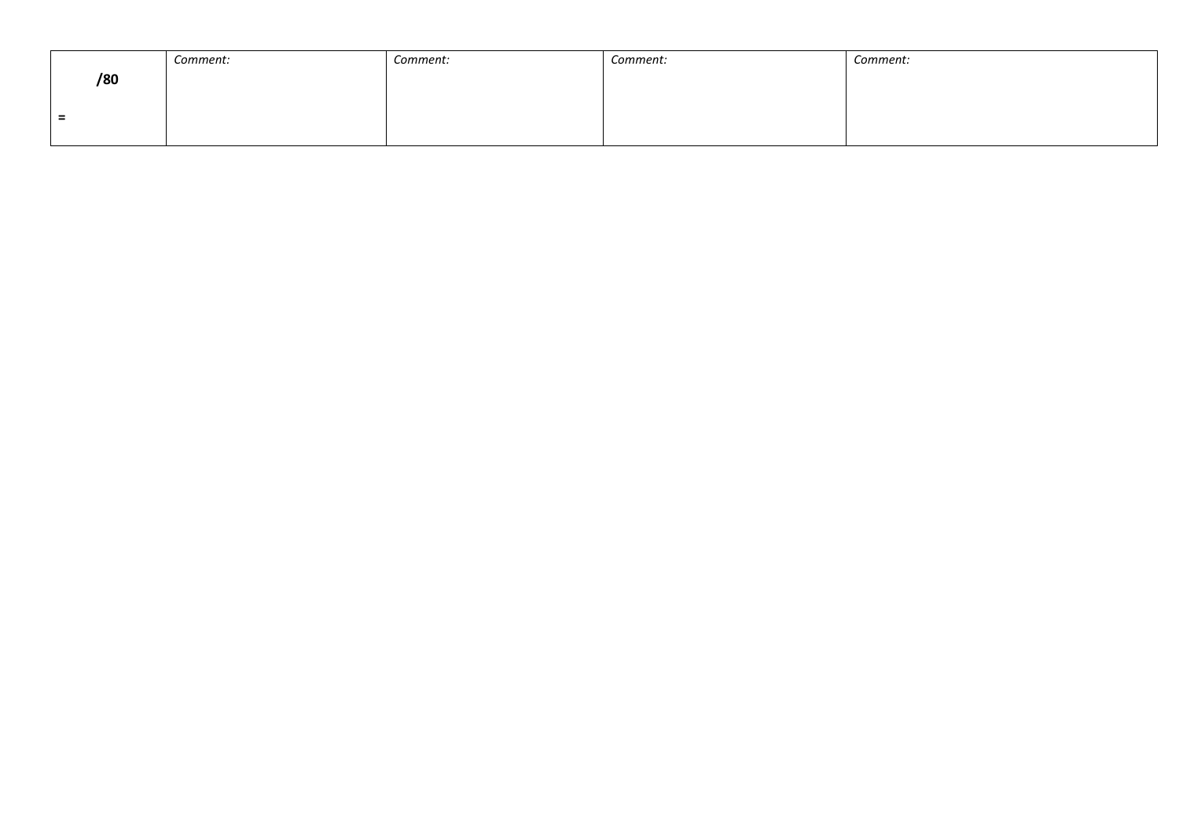| | | | | |
|---|---|---|---|---|
| **/80**<br><br>**=** | *Comment:* | *Comment:* | *Comment:* | *Comment:* |